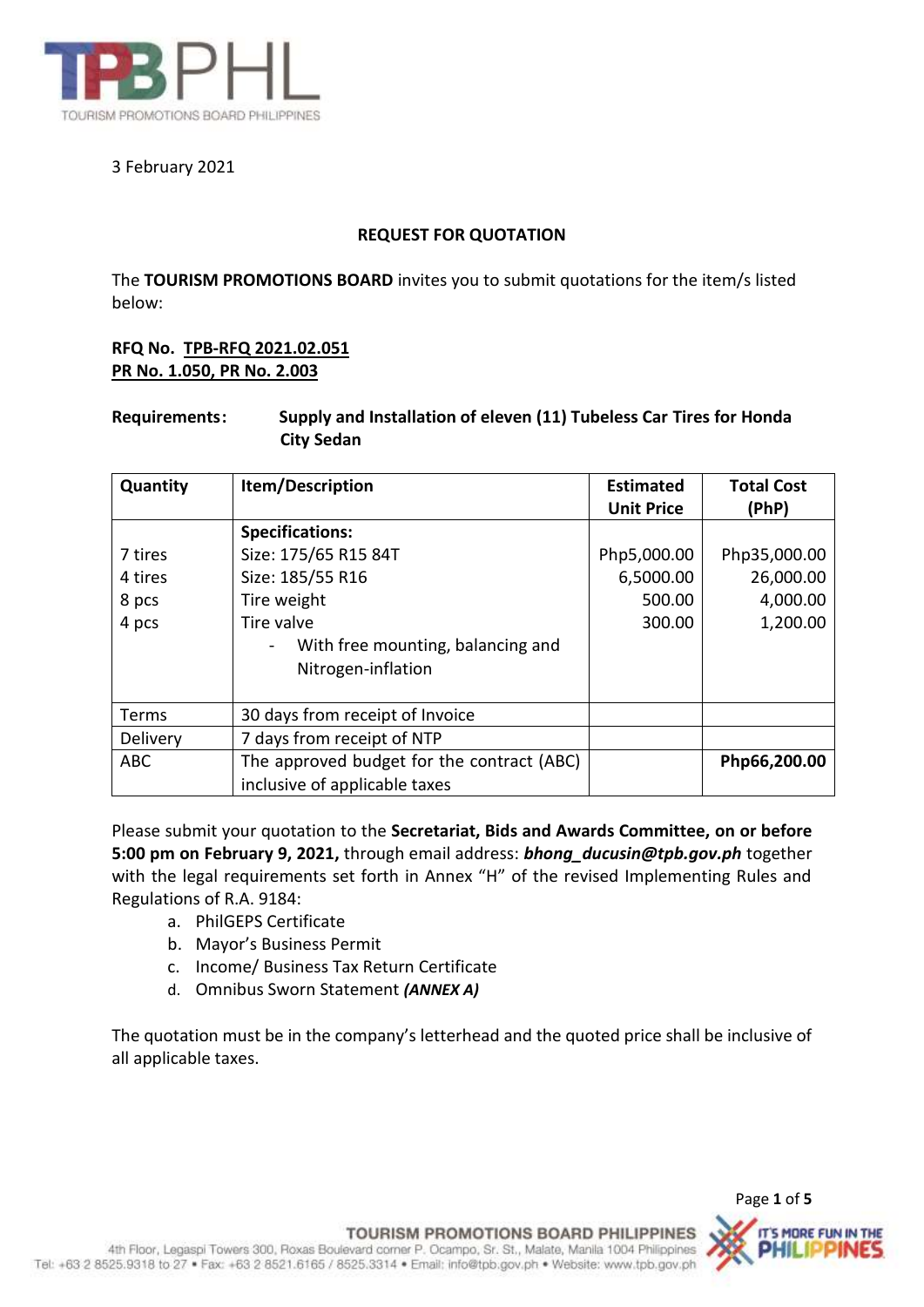3 February 2021

## REQUEST FOR QUOTATION

The **TOURISM PROMOTIONS BOARD** invites you to submit quotations for the item/s listed below:

**RFQ No. TPB-RFQ 2021.02.051**
**PR No. 1.050, PR No. 2.003**

**Requirements:** **Supply and Installation of eleven (11) Tubeless Car Tires for Honda City Sedan**

| Quantity | Item/Description | Estimated Unit Price | Total Cost (PhP) |
|---|---|---|---|
| | **Specifications:** | | |
| 7 tires | Size: 175/65 R15 84T | Php5,000.00 | Php35,000.00 |
| 4 tires | Size: 185/55 R16 | 6,5000.00 | 26,000.00 |
| 8 pcs | Tire weight | 500.00 | 4,000.00 |
| 4 pcs | Tire valve | 300.00 | 1,200.00 |
| | - With free mounting, balancing and Nitrogen-inflation | | |
| Terms | 30 days from receipt of Invoice | | |
| Delivery | 7 days from receipt of NTP | | |
| ABC | The approved budget for the contract (ABC) inclusive of applicable taxes | | **Php66,200.00** |

Please submit your quotation to the **Secretariat, Bids and Awards Committee, on or before 5:00 pm on February 9, 2021,** through email address: ***bhong_ducusin@tpb.gov.ph*** together with the legal requirements set forth in Annex "H" of the revised Implementing Rules and Regulations of R.A. 9184:

a. PhilGEPS Certificate
b. Mayor's Business Permit
c. Income/ Business Tax Return Certificate
d. Omnibus Sworn Statement ***(ANNEX A)***

The quotation must be in the company's letterhead and the quoted price shall be inclusive of all applicable taxes.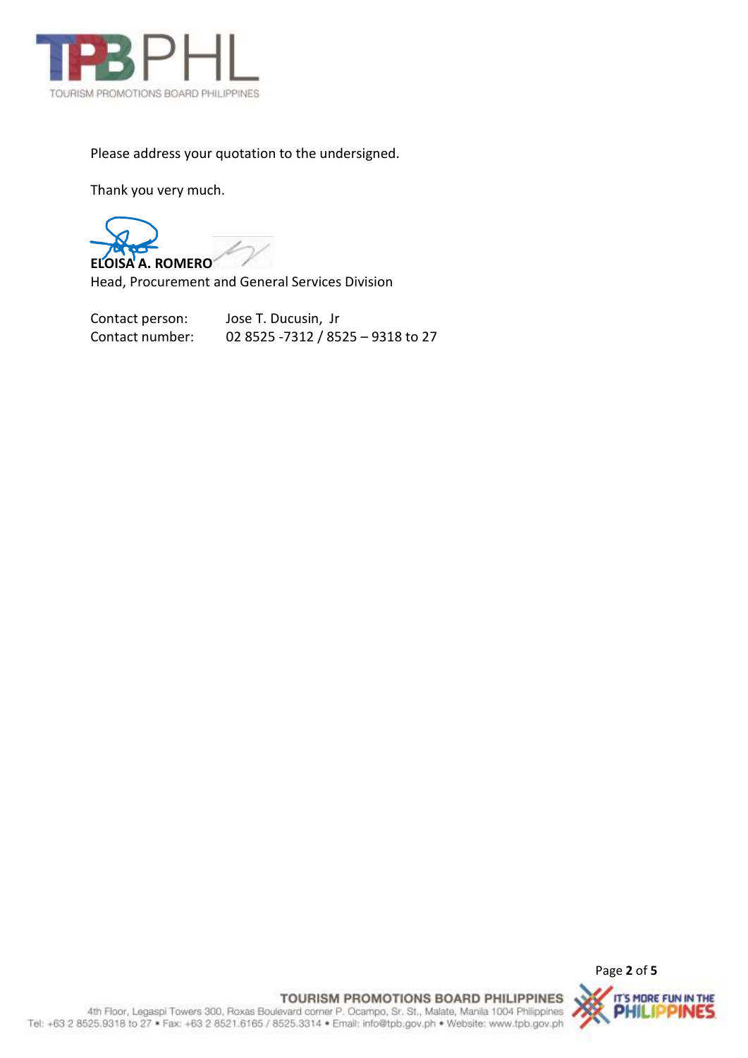Please address your quotation to the undersigned.

Thank you very much.

**ELOISA A. ROMERO**
Head, Procurement and General Services Division

Contact person: Jose T. Ducusin, Jr
Contact number: 02 8525 -7312 / 8525 – 9318 to 27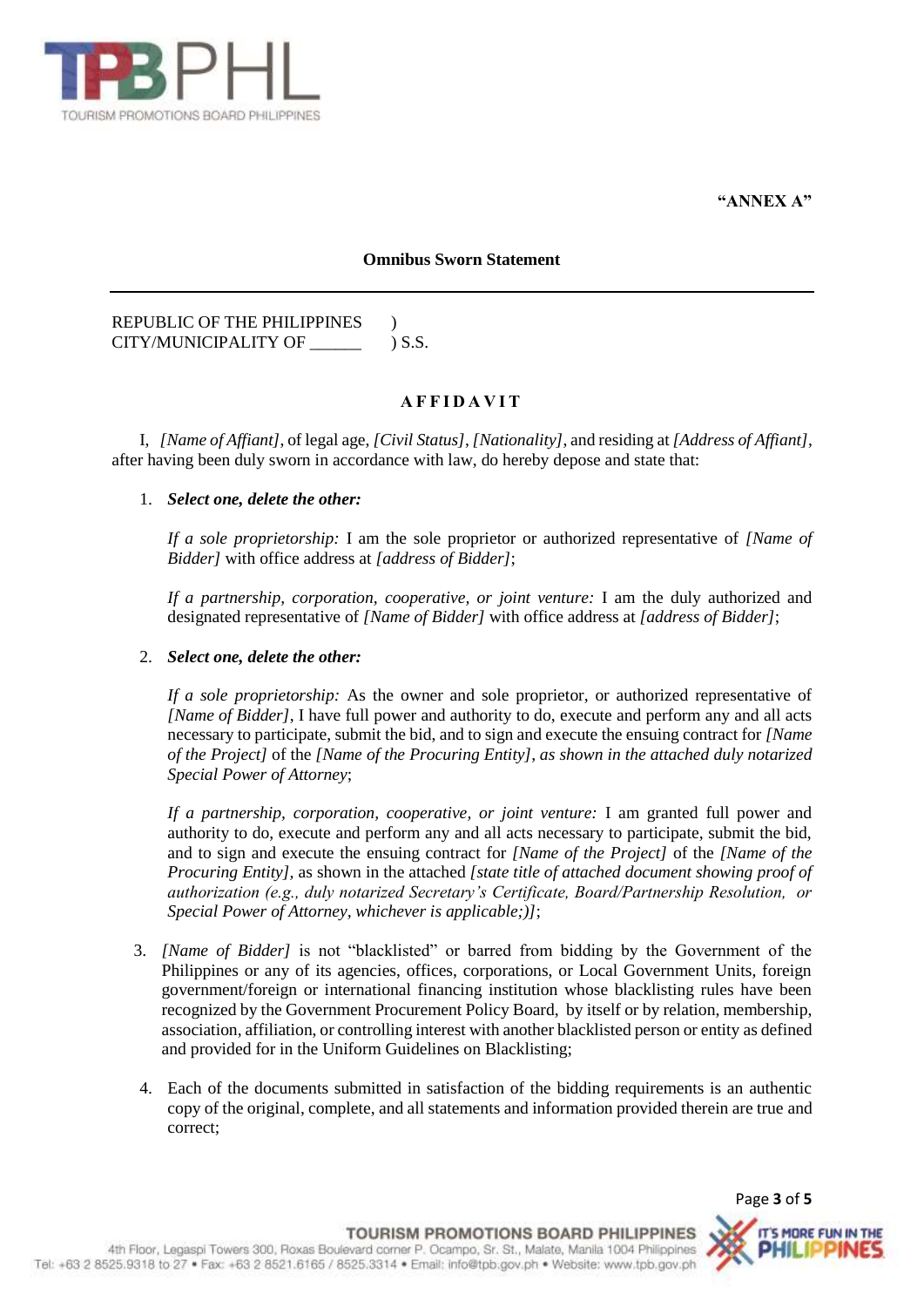**"ANNEX A"**

**Omnibus Sworn Statement**

---

REPUBLIC OF THE PHILIPPINES )
CITY/MUNICIPALITY OF ______ ) S.S.

**A F F I D A V I T**

I, *[Name of Affiant]*, of legal age, *[Civil Status]*, *[Nationality]*, and residing at *[Address of Affiant]*, after having been duly sworn in accordance with law, do hereby depose and state that:

1. ***Select one, delete the other:***

   *If a sole proprietorship:* I am the sole proprietor or authorized representative of *[Name of Bidder]* with office address at *[address of Bidder]*;

   *If a partnership, corporation, cooperative, or joint venture:* I am the duly authorized and designated representative of *[Name of Bidder]* with office address at *[address of Bidder]*;

2. ***Select one, delete the other:***

   *If a sole proprietorship:* As the owner and sole proprietor, or authorized representative of *[Name of Bidder]*, I have full power and authority to do, execute and perform any and all acts necessary to participate, submit the bid, and to sign and execute the ensuing contract for *[Name of the Project]* of the *[Name of the Procuring Entity], as shown in the attached duly notarized Special Power of Attorney*;

   *If a partnership, corporation, cooperative, or joint venture:* I am granted full power and authority to do, execute and perform any and all acts necessary to participate, submit the bid, and to sign and execute the ensuing contract for *[Name of the Project]* of the *[Name of the Procuring Entity]*, as shown in the attached *[state title of attached document showing proof of authorization (e.g., duly notarized Secretary's Certificate, Board/Partnership Resolution, or Special Power of Attorney, whichever is applicable;)]*;

3. *[Name of Bidder]* is not "blacklisted" or barred from bidding by the Government of the Philippines or any of its agencies, offices, corporations, or Local Government Units, foreign government/foreign or international financing institution whose blacklisting rules have been recognized by the Government Procurement Policy Board, by itself or by relation, membership, association, affiliation, or controlling interest with another blacklisted person or entity as defined and provided for in the Uniform Guidelines on Blacklisting;

4. Each of the documents submitted in satisfaction of the bidding requirements is an authentic copy of the original, complete, and all statements and information provided therein are true and correct;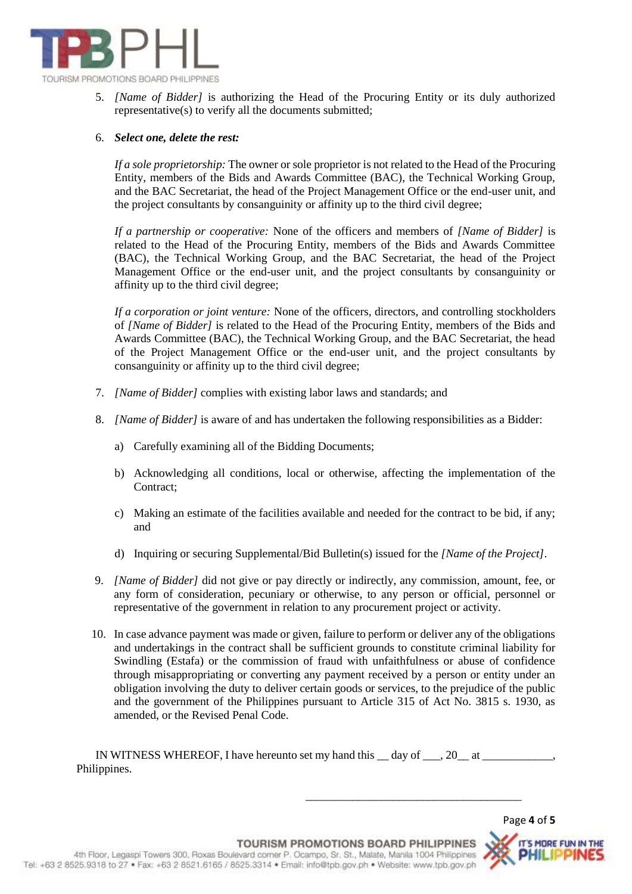5. *[Name of Bidder]* is authorizing the Head of the Procuring Entity or its duly authorized representative(s) to verify all the documents submitted;

6. ***Select one, delete the rest:***

   *If a sole proprietorship:* The owner or sole proprietor is not related to the Head of the Procuring Entity, members of the Bids and Awards Committee (BAC), the Technical Working Group, and the BAC Secretariat, the head of the Project Management Office or the end-user unit, and the project consultants by consanguinity or affinity up to the third civil degree;

   *If a partnership or cooperative:* None of the officers and members of *[Name of Bidder]* is related to the Head of the Procuring Entity, members of the Bids and Awards Committee (BAC), the Technical Working Group, and the BAC Secretariat, the head of the Project Management Office or the end-user unit, and the project consultants by consanguinity or affinity up to the third civil degree;

   *If a corporation or joint venture:* None of the officers, directors, and controlling stockholders of *[Name of Bidder]* is related to the Head of the Procuring Entity, members of the Bids and Awards Committee (BAC), the Technical Working Group, and the BAC Secretariat, the head of the Project Management Office or the end-user unit, and the project consultants by consanguinity or affinity up to the third civil degree;

7. *[Name of Bidder]* complies with existing labor laws and standards; and

8. *[Name of Bidder]* is aware of and has undertaken the following responsibilities as a Bidder:

   a) Carefully examining all of the Bidding Documents;

   b) Acknowledging all conditions, local or otherwise, affecting the implementation of the Contract;

   c) Making an estimate of the facilities available and needed for the contract to be bid, if any; and

   d) Inquiring or securing Supplemental/Bid Bulletin(s) issued for the *[Name of the Project]*.

9. *[Name of Bidder]* did not give or pay directly or indirectly, any commission, amount, fee, or any form of consideration, pecuniary or otherwise, to any person or official, personnel or representative of the government in relation to any procurement project or activity.

10. In case advance payment was made or given, failure to perform or deliver any of the obligations and undertakings in the contract shall be sufficient grounds to constitute criminal liability for Swindling (Estafa) or the commission of fraud with unfaithfulness or abuse of confidence through misappropriating or converting any payment received by a person or entity under an obligation involving the duty to deliver certain goods or services, to the prejudice of the public and the government of the Philippines pursuant to Article 315 of Act No. 3815 s. 1930, as amended, or the Revised Penal Code.

IN WITNESS WHEREOF, I have hereunto set my hand this __ day of ___, 20__ at ____________, Philippines.

_______________________________________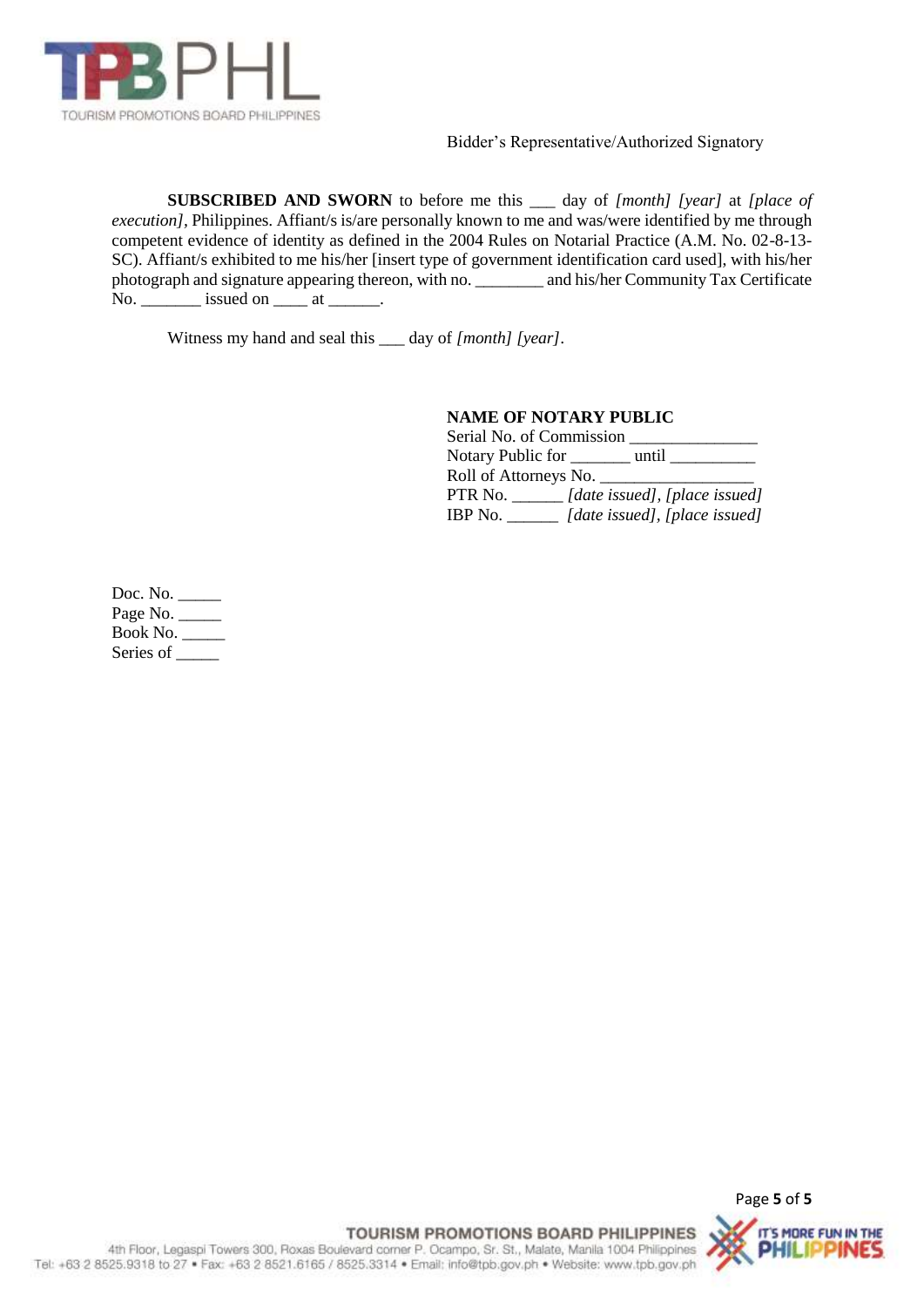Bidder's Representative/Authorized Signatory

**SUBSCRIBED AND SWORN** to before me this ___ day of *[month] [year]* at *[place of execution]*, Philippines. Affiant/s is/are personally known to me and was/were identified by me through competent evidence of identity as defined in the 2004 Rules on Notarial Practice (A.M. No. 02-8-13-SC). Affiant/s exhibited to me his/her [insert type of government identification card used], with his/her photograph and signature appearing thereon, with no. ________ and his/her Community Tax Certificate No. _______ issued on ____ at ______.

Witness my hand and seal this ___ day of *[month] [year]*.

**NAME OF NOTARY PUBLIC**
Serial No. of Commission _______________
Notary Public for _______ until __________
Roll of Attorneys No. __________________
PTR No. ______ *[date issued], [place issued]*
IBP No. ______ *[date issued], [place issued]*

Doc. No. _____
Page No. _____
Book No. _____
Series of _____